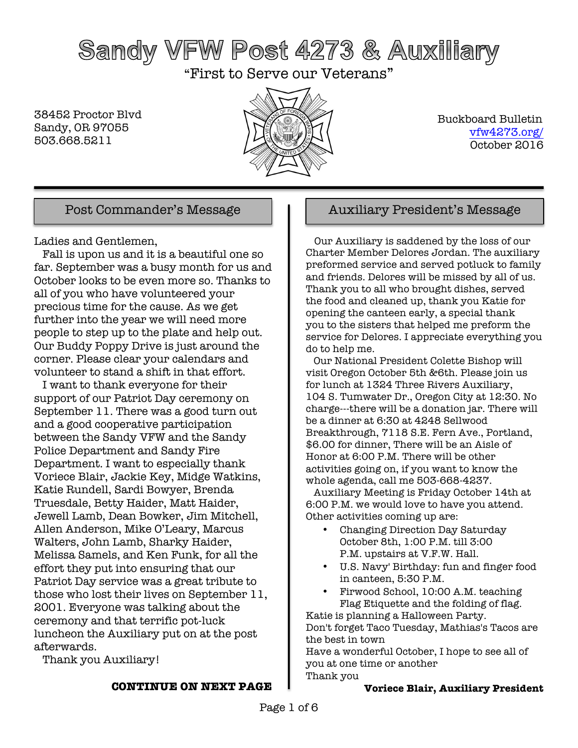# Sandy VFW Post 4273 & Auxiliary

"First to Serve our Veterans"

38452 Proctor Blvd
Sandy, OR 97055
503.668.5211

Buckboard Bulletin
vfw4273.org/
October 2016

## Post Commander's Message

Ladies and Gentlemen,

Fall is upon us and it is a beautiful one so far. September was a busy month for us and October looks to be even more so. Thanks to all of you who have volunteered your precious time for the cause. As we get further into the year we will need more people to step up to the plate and help out. Our Buddy Poppy Drive is just around the corner. Please clear your calendars and volunteer to stand a shift in that effort.

I want to thank everyone for their support of our Patriot Day ceremony on September 11. There was a good turn out and a good cooperative participation between the Sandy VFW and the Sandy Police Department and Sandy Fire Department. I want to especially thank Voriece Blair, Jackie Key, Midge Watkins, Katie Rundell, Sardi Bowyer, Brenda Truesdale, Betty Haider, Matt Haider, Jewell Lamb, Dean Bowker, Jim Mitchell, Allen Anderson, Mike O'Leary, Marcus Walters, John Lamb, Sharky Haider, Melissa Samels, and Ken Funk, for all the effort they put into ensuring that our Patriot Day service was a great tribute to those who lost their lives on September 11, 2001. Everyone was talking about the ceremony and that terrific pot-luck luncheon the Auxiliary put on at the post afterwards.

Thank you Auxiliary!

**CONTINUE ON NEXT PAGE**

## Auxiliary President's Message

Our Auxiliary is saddened by the loss of our Charter Member Delores Jordan. The auxiliary preformed service and served potluck to family and friends. Delores will be missed by all of us. Thank you to all who brought dishes, served the food and cleaned up, thank you Katie for opening the canteen early, a special thank you to the sisters that helped me preform the service for Delores. I appreciate everything you do to help me.

Our National President Colette Bishop will visit Oregon October 5th &6th. Please join us for lunch at 1324 Three Rivers Auxiliary, 104 S. Tumwater Dr., Oregon City at 12:30. No charge---there will be a donation jar. There will be a dinner at 6:30 at 4248 Sellwood Breakthrough, 7118 S.E. Fern Ave., Portland, $6.00 for dinner, There will be an Aisle of Honor at 6:00 P.M. There will be other activities going on, if you want to know the whole agenda, call me 503-668-4237.

Auxiliary Meeting is Friday October 14th at 6:00 P.M. we would love to have you attend. Other activities coming up are:

- Changing Direction Day Saturday October 8th, 1:00 P.M. till 3:00 P.M. upstairs at V.F.W. Hall.
- U.S. Navy' Birthday: fun and finger food in canteen, 5:30 P.M.
- Firwood School, 10:00 A.M. teaching Flag Etiquette and the folding of flag.

Katie is planning a Halloween Party.
Don't forget Taco Tuesday, Mathias's Tacos are the best in town
Have a wonderful October, I hope to see all of you at one time or another
Thank you

**Voriece Blair, Auxiliary President**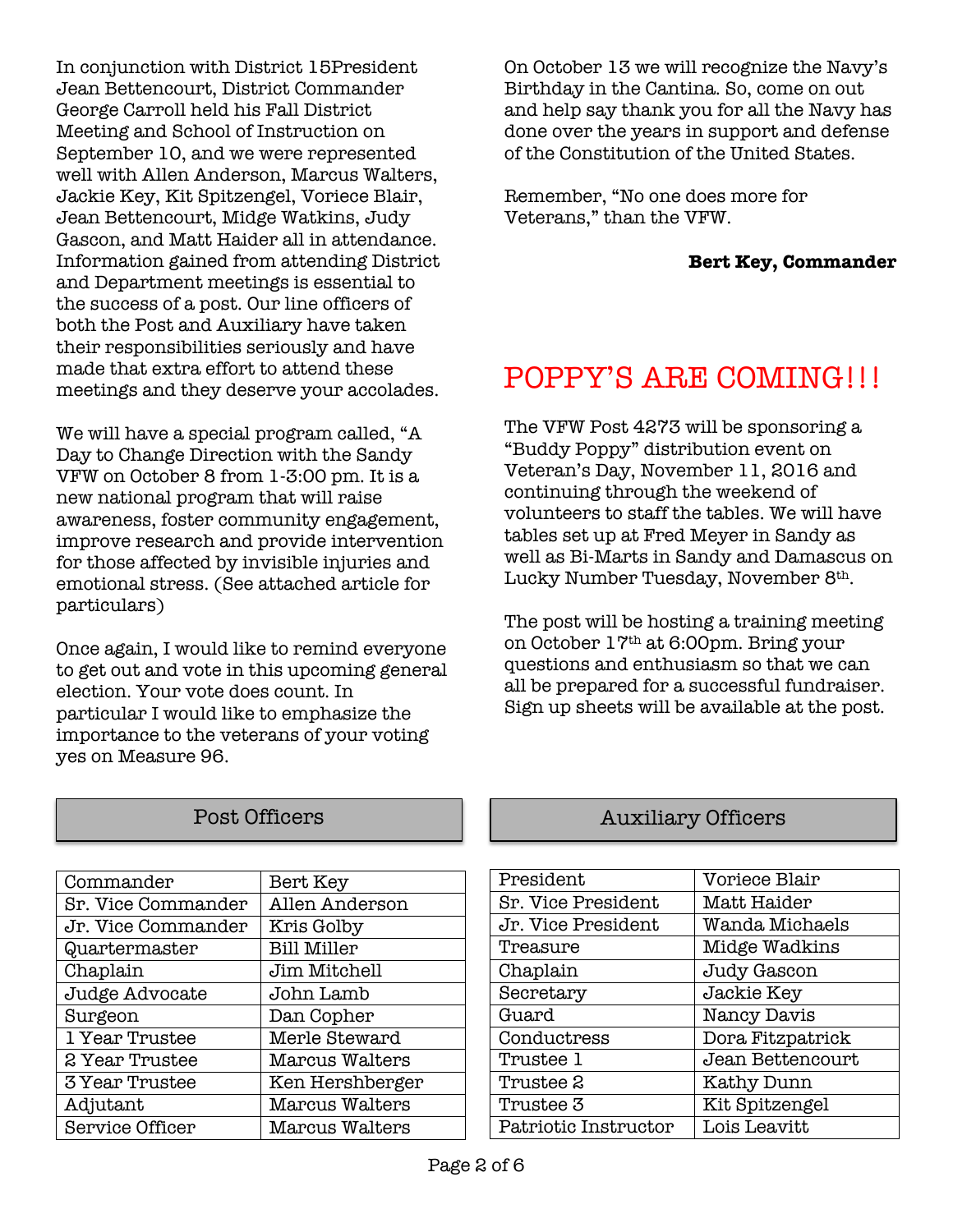In conjunction with District 15President Jean Bettencourt, District Commander George Carroll held his Fall District Meeting and School of Instruction on September 10, and we were represented well with Allen Anderson, Marcus Walters, Jackie Key, Kit Spitzengel, Voriece Blair, Jean Bettencourt, Midge Watkins, Judy Gascon, and Matt Haider all in attendance. Information gained from attending District and Department meetings is essential to the success of a post. Our line officers of both the Post and Auxiliary have taken their responsibilities seriously and have made that extra effort to attend these meetings and they deserve your accolades.

We will have a special program called, "A Day to Change Direction with the Sandy VFW on October 8 from 1-3:00 pm. It is a new national program that will raise awareness, foster community engagement, improve research and provide intervention for those affected by invisible injuries and emotional stress. (See attached article for particulars)

Once again, I would like to remind everyone to get out and vote in this upcoming general election. Your vote does count. In particular I would like to emphasize the importance to the veterans of your voting yes on Measure 96.

On October 13 we will recognize the Navy's Birthday in the Cantina. So, come on out and help say thank you for all the Navy has done over the years in support and defense of the Constitution of the United States.

Remember, "No one does more for Veterans," than the VFW.

**Bert Key, Commander**

# POPPY'S ARE COMING!!!

The VFW Post 4273 will be sponsoring a "Buddy Poppy" distribution event on Veteran's Day, November 11, 2016 and continuing through the weekend of volunteers to staff the tables. We will have tables set up at Fred Meyer in Sandy as well as Bi-Marts in Sandy and Damascus on Lucky Number Tuesday, November 8th.

The post will be hosting a training meeting on October 17th at 6:00pm. Bring your questions and enthusiasm so that we can all be prepared for a successful fundraiser. Sign up sheets will be available at the post.

## Post Officers

| | |
|---|---|
| Commander | Bert Key |
| Sr. Vice Commander | Allen Anderson |
| Jr. Vice Commander | Kris Golby |
| Quartermaster | Bill Miller |
| Chaplain | Jim Mitchell |
| Judge Advocate | John Lamb |
| Surgeon | Dan Copher |
| 1 Year Trustee | Merle Steward |
| 2 Year Trustee | Marcus Walters |
| 3 Year Trustee | Ken Hershberger |
| Adjutant | Marcus Walters |
| Service Officer | Marcus Walters |

## Auxiliary Officers

| | |
|---|---|
| President | Voriece Blair |
| Sr. Vice President | Matt Haider |
| Jr. Vice President | Wanda Michaels |
| Treasure | Midge Wadkins |
| Chaplain | Judy Gascon |
| Secretary | Jackie Key |
| Guard | Nancy Davis |
| Conductress | Dora Fitzpatrick |
| Trustee 1 | Jean Bettencourt |
| Trustee 2 | Kathy Dunn |
| Trustee 3 | Kit Spitzengel |
| Patriotic Instructor | Lois Leavitt |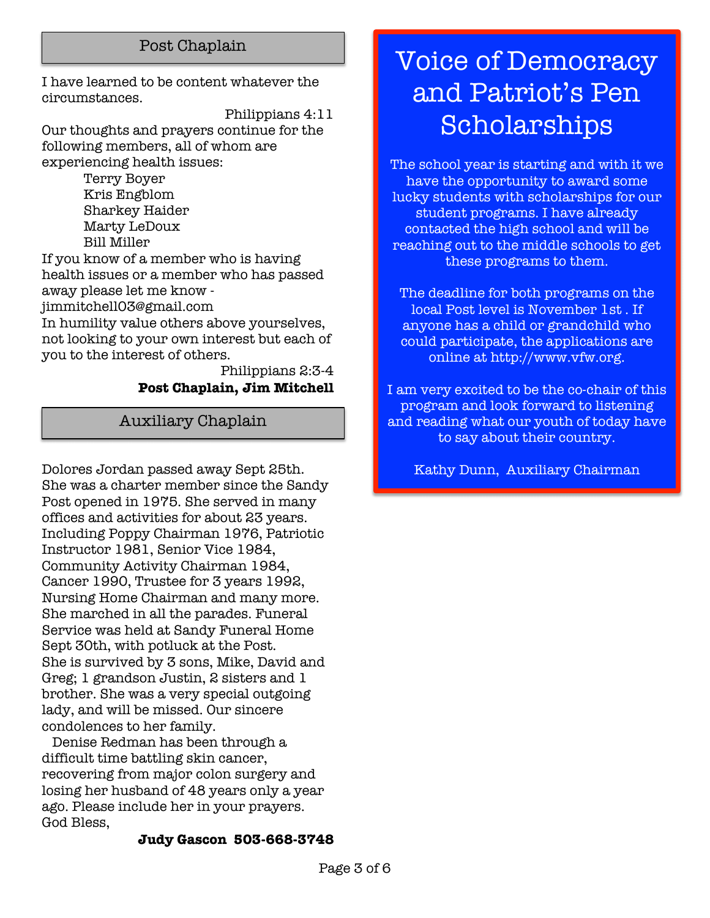## Post Chaplain

I have learned to be content whatever the circumstances.

Philippians 4:11

Our thoughts and prayers continue for the following members, all of whom are experiencing health issues:

- Terry Boyer
- Kris Engblom
- Sharkey Haider
- Marty LeDoux
- Bill Miller

If you know of a member who is having health issues or a member who has passed away please let me know - jimmitchell03@gmail.com

In humility value others above yourselves, not looking to your own interest but each of you to the interest of others.

Philippians 2:3-4

**Post Chaplain, Jim Mitchell**

## Auxiliary Chaplain

Dolores Jordan passed away Sept 25th. She was a charter member since the Sandy Post opened in 1975. She served in many offices and activities for about 23 years. Including Poppy Chairman 1976, Patriotic Instructor 1981, Senior Vice 1984, Community Activity Chairman 1984, Cancer 1990, Trustee for 3 years 1992, Nursing Home Chairman and many more. She marched in all the parades. Funeral Service was held at Sandy Funeral Home Sept 30th, with potluck at the Post. She is survived by 3 sons, Mike, David and Greg; 1 grandson Justin, 2 sisters and 1 brother. She was a very special outgoing lady, and will be missed. Our sincere condolences to her family.

Denise Redman has been through a difficult time battling skin cancer, recovering from major colon surgery and losing her husband of 48 years only a year ago. Please include her in your prayers.

God Bless,

**Judy Gascon 503-668-3748**

# Voice of Democracy and Patriot's Pen Scholarships

The school year is starting and with it we have the opportunity to award some lucky students with scholarships for our student programs. I have already contacted the high school and will be reaching out to the middle schools to get these programs to them.

The deadline for both programs on the local Post level is November 1st . If anyone has a child or grandchild who could participate, the applications are online at http://www.vfw.org.

I am very excited to be the co-chair of this program and look forward to listening and reading what our youth of today have to say about their country.

Kathy Dunn, Auxiliary Chairman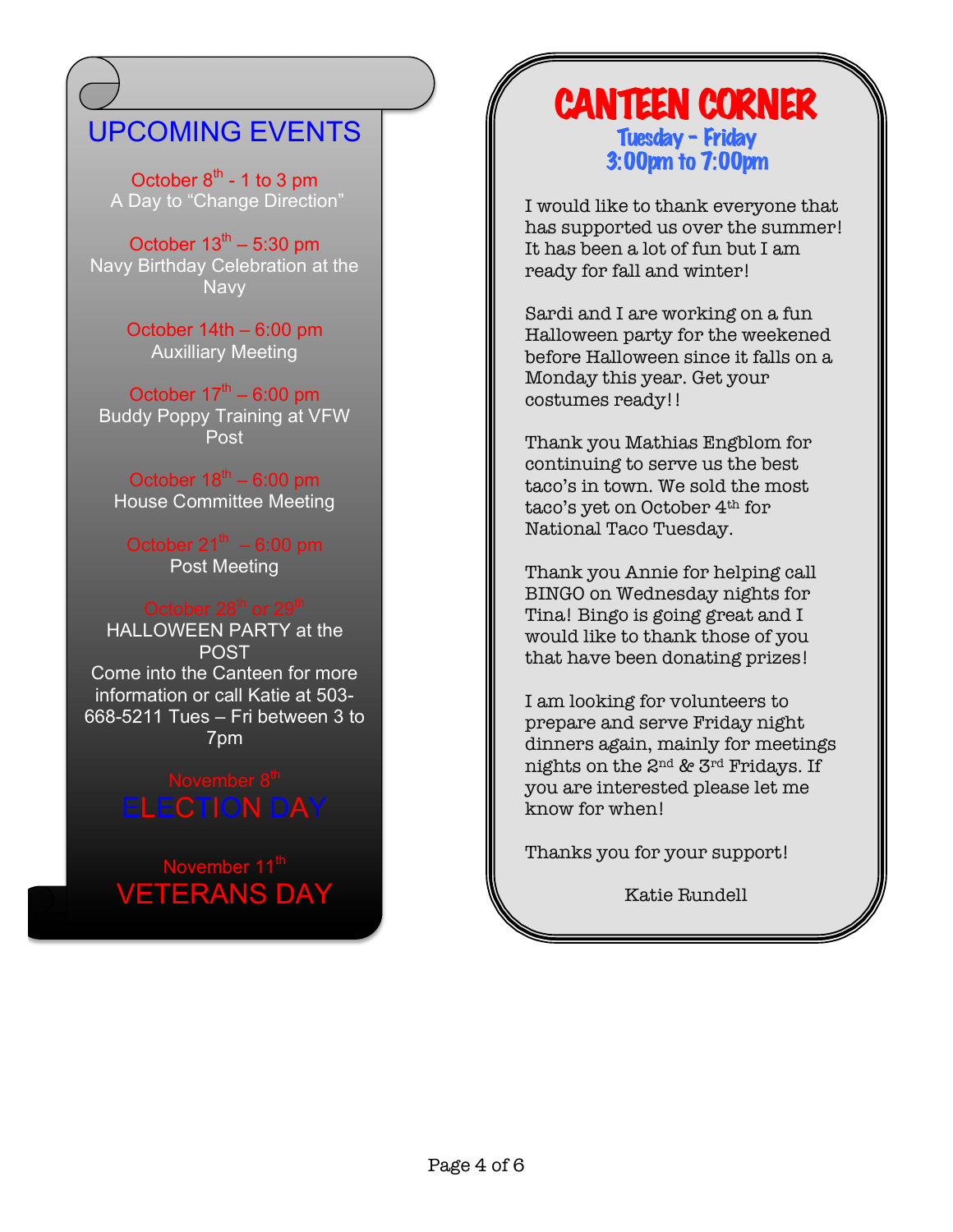## UPCOMING EVENTS

October 8th - 1 to 3 pm
A Day to "Change Direction"

October 13th – 5:30 pm
Navy Birthday Celebration at the Navy

October 14th – 6:00 pm
Auxilliary Meeting

October 17th – 6:00 pm
Buddy Poppy Training at VFW Post

October 18th – 6:00 pm
House Committee Meeting

October 21th – 6:00 pm
Post Meeting

October 28th or 29th
HALLOWEEN PARTY at the POST
Come into the Canteen for more information or call Katie at 503-668-5211 Tues – Fri between 3 to 7pm

November 8th
**ELECTION DAY**

November 11th
**VETERANS DAY**

## CANTEEN CORNER

**Tuesday - Friday**
**3:00pm to 7:00pm**

I would like to thank everyone that has supported us over the summer! It has been a lot of fun but I am ready for fall and winter!

Sardi and I are working on a fun Halloween party for the weekened before Halloween since it falls on a Monday this year. Get your costumes ready!!

Thank you Mathias Engblom for continuing to serve us the best taco's in town. We sold the most taco's yet on October 4th for National Taco Tuesday.

Thank you Annie for helping call BINGO on Wednesday nights for Tina! Bingo is going great and I would like to thank those of you that have been donating prizes!

I am looking for volunteers to prepare and serve Friday night dinners again, mainly for meetings nights on the 2nd & 3rd Fridays. If you are interested please let me know for when!

Thanks you for your support!

Katie Rundell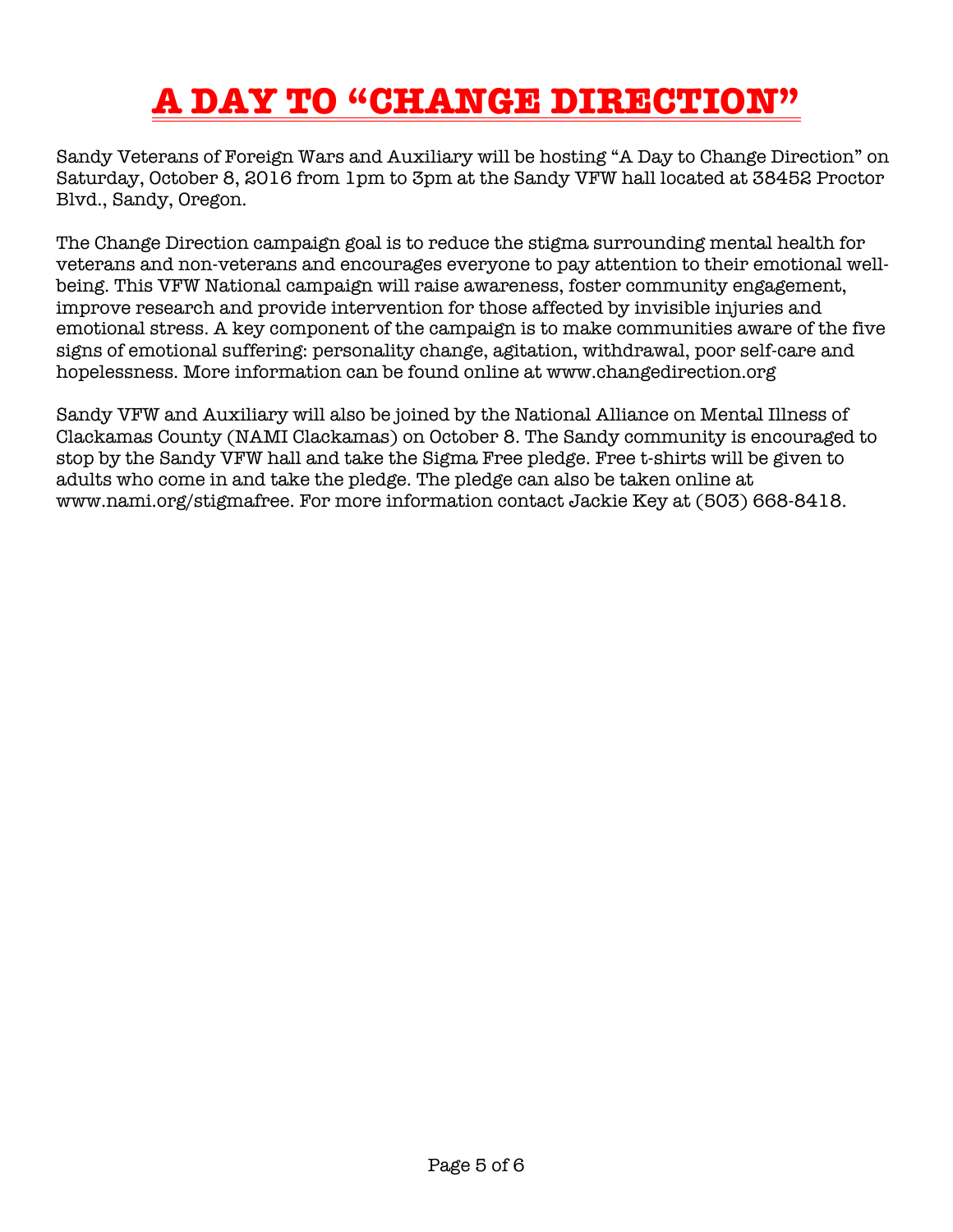# A DAY TO "CHANGE DIRECTION"

Sandy Veterans of Foreign Wars and Auxiliary will be hosting "A Day to Change Direction" on Saturday, October 8, 2016 from 1pm to 3pm at the Sandy VFW hall located at 38452 Proctor Blvd., Sandy, Oregon.

The Change Direction campaign goal is to reduce the stigma surrounding mental health for veterans and non-veterans and encourages everyone to pay attention to their emotional well-being. This VFW National campaign will raise awareness, foster community engagement, improve research and provide intervention for those affected by invisible injuries and emotional stress. A key component of the campaign is to make communities aware of the five signs of emotional suffering: personality change, agitation, withdrawal, poor self-care and hopelessness. More information can be found online at www.changedirection.org

Sandy VFW and Auxiliary will also be joined by the National Alliance on Mental Illness of Clackamas County (NAMI Clackamas) on October 8. The Sandy community is encouraged to stop by the Sandy VFW hall and take the Sigma Free pledge. Free t-shirts will be given to adults who come in and take the pledge. The pledge can also be taken online at www.nami.org/stigmafree. For more information contact Jackie Key at (503) 668-8418.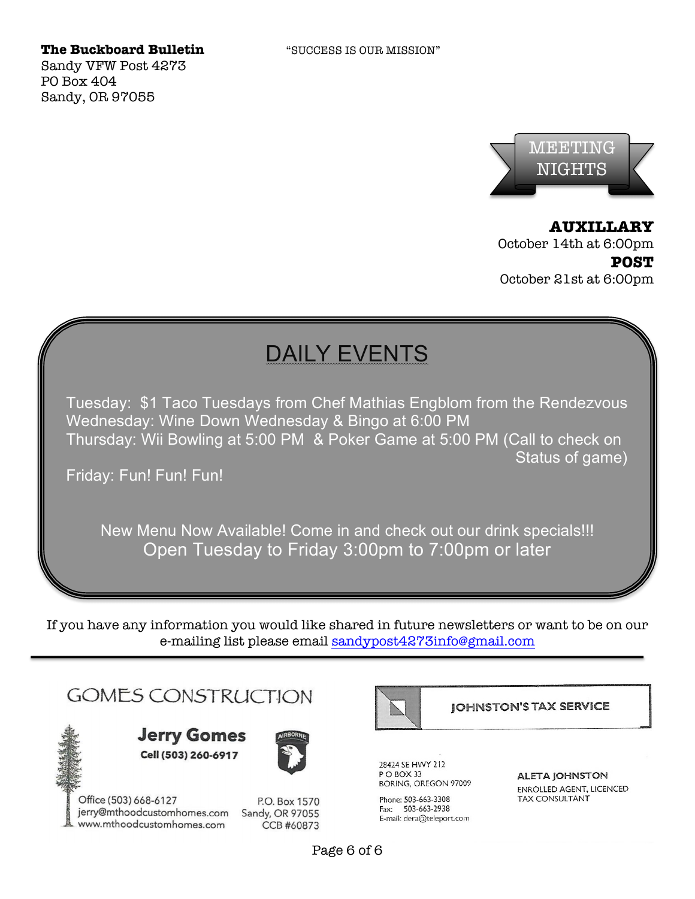**The Buckboard Bulletin**
Sandy VFW Post 4273
PO Box 404
Sandy, OR 97055

"SUCCESS IS OUR MISSION"

## MEETING NIGHTS

**AUXILLARY**
October 14th at 6:00pm

**POST**
October 21st at 6:00pm

## DAILY EVENTS

Tuesday: $1 Taco Tuesdays from Chef Mathias Engblom from the Rendezvous
Wednesday: Wine Down Wednesday & Bingo at 6:00 PM
Thursday: Wii Bowling at 5:00 PM & Poker Game at 5:00 PM (Call to check on Status of game)
Friday: Fun! Fun! Fun!

New Menu Now Available! Come in and check out our drink specials!!!
Open Tuesday to Friday 3:00pm to 7:00pm or later

If you have any information you would like shared in future newsletters or want to be on our e-mailing list please email sandypost4273info@gmail.com

---

GOMES CONSTRUCTION

**Jerry Gomes**
**Cell (503) 260-6917**

AIRBORNE

Office (503) 668-6127
jerry@mthoodcustomhomes.com
www.mthoodcustomhomes.com

P.O. Box 1570
Sandy, OR 97055
CCB #60873

---

JOHNSTON'S TAX SERVICE

28424 SE HWY 212
P O BOX 33
BORING, OREGON 97009

Phone: 503-663-3308
Fax: 503-663-2938
E-mail: dera@teleport.com

ALETA JOHNSTON
ENROLLED AGENT, LICENCED TAX CONSULTANT